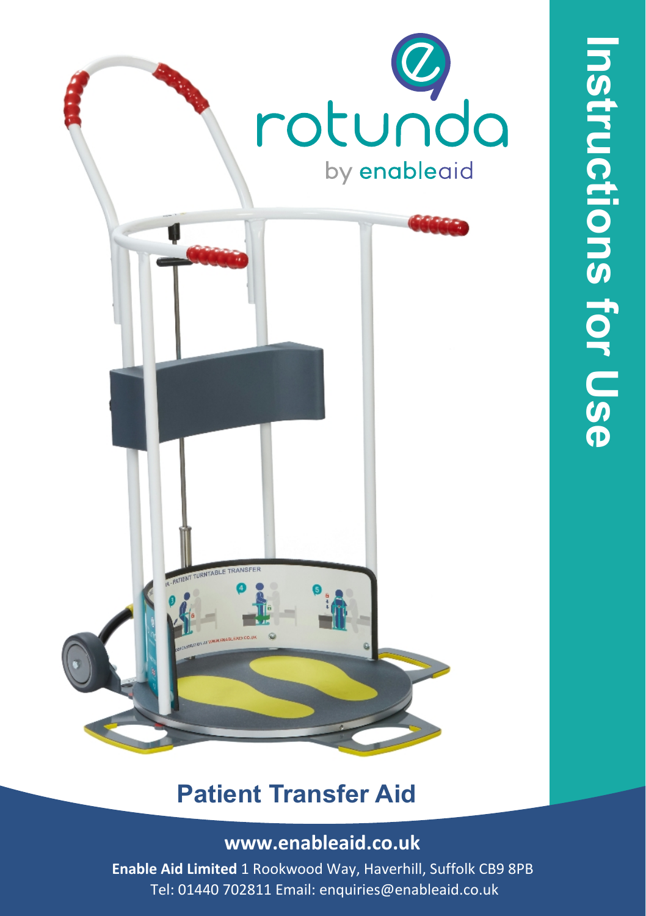# Instructions for Use

rotunda

by enableaid

## Patient Transfer Aid

**www.enableaid.co.uk**

**Enable Aid Limited** 1 Rookwood Way, Haverhill, Suffolk CB9 8PB
Tel: 01440 702811 Email: enquiries@enableaid.co.uk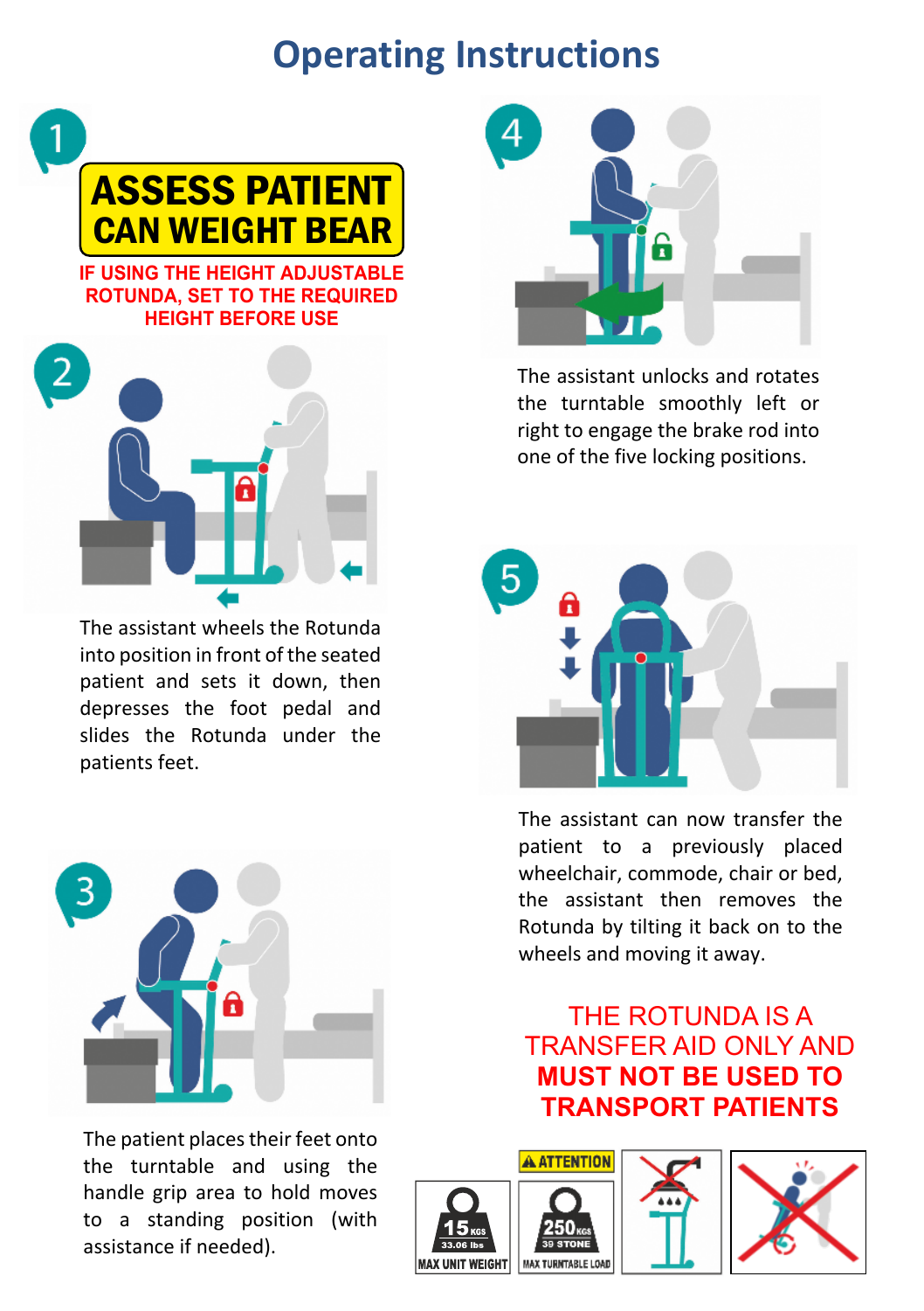# Operating Instructions

**1**

**ASSESS PATIENT CAN WEIGHT BEAR**

**IF USING THE HEIGHT ADJUSTABLE ROTUNDA, SET TO THE REQUIRED HEIGHT BEFORE USE**

**2**

The assistant wheels the Rotunda into position in front of the seated patient and sets it down, then depresses the foot pedal and slides the Rotunda under the patients feet.

**3**

The patient places their feet onto the turntable and using the handle grip area to hold moves to a standing position (with assistance if needed).

**4**

The assistant unlocks and rotates the turntable smoothly left or right to engage the brake rod into one of the five locking positions.

**5**

The assistant can now transfer the patient to a previously placed wheelchair, commode, chair or bed, the assistant then removes the Rotunda by tilting it back on to the wheels and moving it away.

THE ROTUNDA IS A TRANSFER AID ONLY AND **MUST NOT BE USED TO TRANSPORT PATIENTS**

15 KGS 33.06 lbs MAX UNIT WEIGHT

ATTENTION 250 KGS 39 STONE MAX TURNTABLE LOAD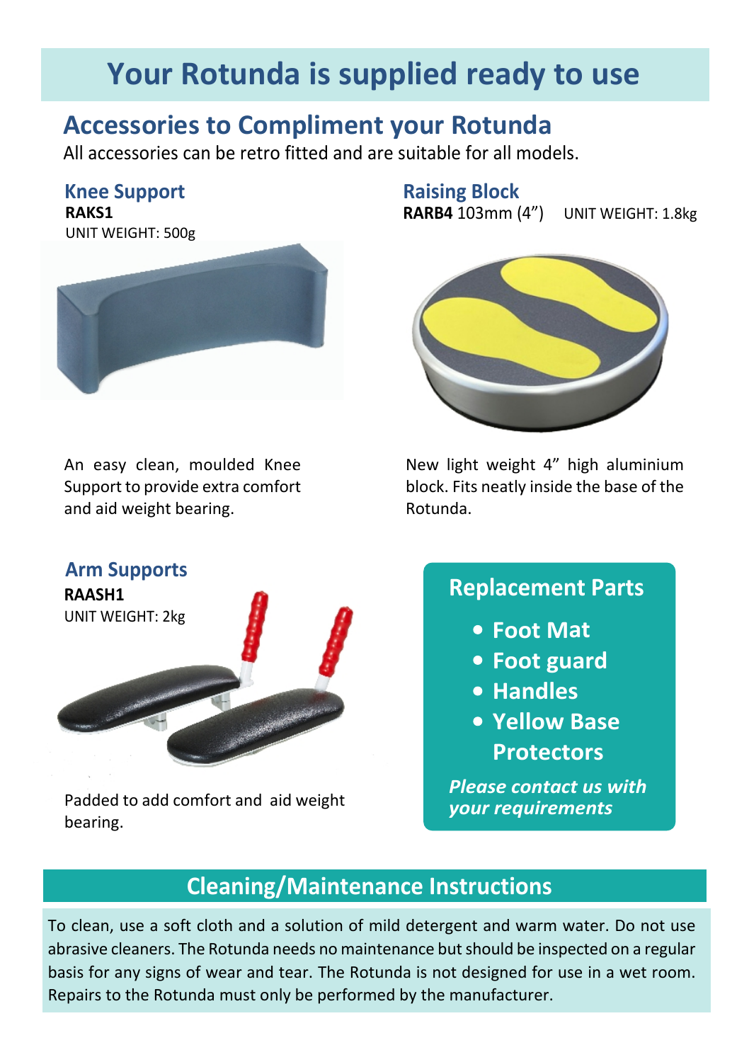# Your Rotunda is supplied ready to use

## Accessories to Compliment your Rotunda

All accessories can be retro fitted and are suitable for all models.

### Knee Support

**RAKS1**
UNIT WEIGHT: 500g

An easy clean, moulded Knee Support to provide extra comfort and aid weight bearing.

### Raising Block

**RARB4** 103mm (4”) UNIT WEIGHT: 1.8kg

New light weight 4” high aluminium block. Fits neatly inside the base of the Rotunda.

### Arm Supports

**RAASH1**
UNIT WEIGHT: 2kg

Padded to add comfort and aid weight bearing.

### Replacement Parts

- **Foot Mat**
- **Foot guard**
- **Handles**
- **Yellow Base Protectors**

***Please contact us with your requirements***

## Cleaning/Maintenance Instructions

To clean, use a soft cloth and a solution of mild detergent and warm water. Do not use abrasive cleaners. The Rotunda needs no maintenance but should be inspected on a regular basis for any signs of wear and tear. The Rotunda is not designed for use in a wet room. Repairs to the Rotunda must only be performed by the manufacturer.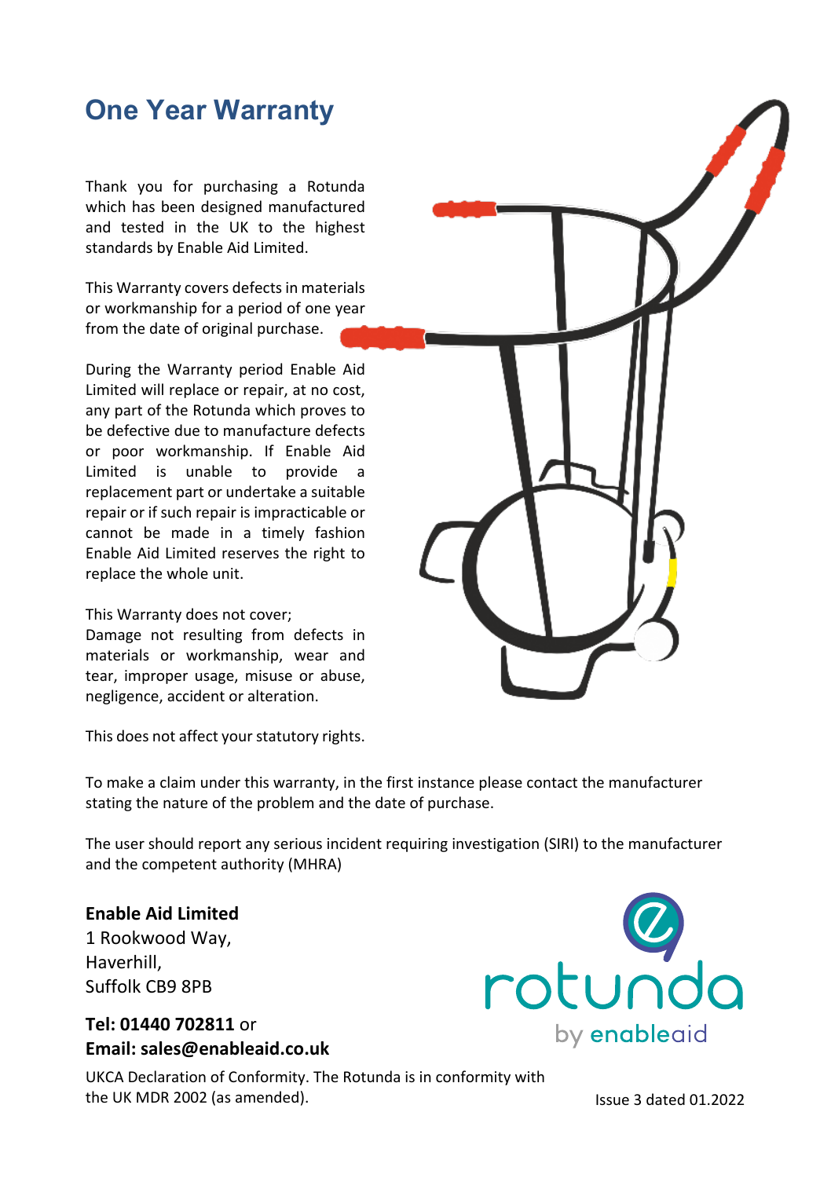# One Year Warranty

Thank you for purchasing a Rotunda which has been designed manufactured and tested in the UK to the highest standards by Enable Aid Limited.

This Warranty covers defects in materials or workmanship for a period of one year from the date of original purchase.

During the Warranty period Enable Aid Limited will replace or repair, at no cost, any part of the Rotunda which proves to be defective due to manufacture defects or poor workmanship. If Enable Aid Limited is unable to provide a replacement part or undertake a suitable repair or if such repair is impracticable or cannot be made in a timely fashion Enable Aid Limited reserves the right to replace the whole unit.

This Warranty does not cover;
Damage not resulting from defects in materials or workmanship, wear and tear, improper usage, misuse or abuse, negligence, accident or alteration.

This does not affect your statutory rights.

To make a claim under this warranty, in the first instance please contact the manufacturer stating the nature of the problem and the date of purchase.

The user should report any serious incident requiring investigation (SIRI) to the manufacturer and the competent authority (MHRA)

**Enable Aid Limited**
1 Rookwood Way,
Haverhill,
Suffolk CB9 8PB

**Tel: 01440 702811** or
**Email: sales@enableaid.co.uk**

rotunda
by enableaid

UKCA Declaration of Conformity. The Rotunda is in conformity with the UK MDR 2002 (as amended).

Issue 3 dated 01.2022